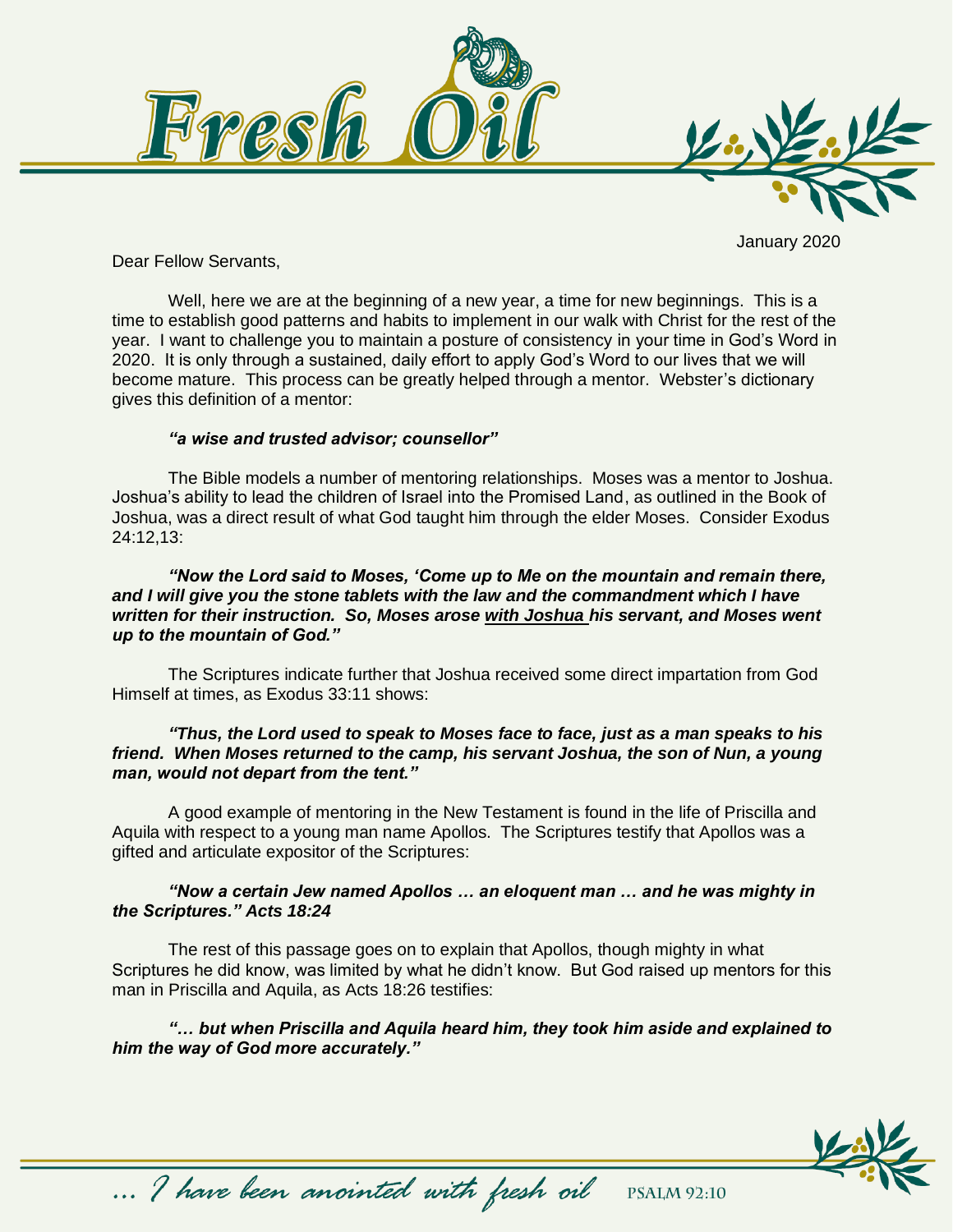# Fresh Oil

January 2020

Dear Fellow Servants,

Well, here we are at the beginning of a new year, a time for new beginnings. This is a time to establish good patterns and habits to implement in our walk with Christ for the rest of the year. I want to challenge you to maintain a posture of consistency in your time in God's Word in 2020. It is only through a sustained, daily effort to apply God's Word to our lives that we will become mature. This process can be greatly helped through a mentor. Webster's dictionary gives this definition of a mentor:

***"a wise and trusted advisor; counsellor"***

The Bible models a number of mentoring relationships. Moses was a mentor to Joshua. Joshua's ability to lead the children of Israel into the Promised Land, as outlined in the Book of Joshua, was a direct result of what God taught him through the elder Moses. Consider Exodus 24:12,13:

***"Now the Lord said to Moses, 'Come up to Me on the mountain and remain there, and I will give you the stone tablets with the law and the commandment which I have written for their instruction. So, Moses arose <u>with Joshua</u> his servant, and Moses went up to the mountain of God."***

The Scriptures indicate further that Joshua received some direct impartation from God Himself at times, as Exodus 33:11 shows:

***"Thus, the Lord used to speak to Moses face to face, just as a man speaks to his friend. When Moses returned to the camp, his servant Joshua, the son of Nun, a young man, would not depart from the tent."***

A good example of mentoring in the New Testament is found in the life of Priscilla and Aquila with respect to a young man name Apollos. The Scriptures testify that Apollos was a gifted and articulate expositor of the Scriptures:

***"Now a certain Jew named Apollos … an eloquent man … and he was mighty in the Scriptures." Acts 18:24***

The rest of this passage goes on to explain that Apollos, though mighty in what Scriptures he did know, was limited by what he didn't know. But God raised up mentors for this man in Priscilla and Aquila, as Acts 18:26 testifies:

***"… but when Priscilla and Aquila heard him, they took him aside and explained to him the way of God more accurately."***

*… I have been anointed with fresh oil* PSALM 92:10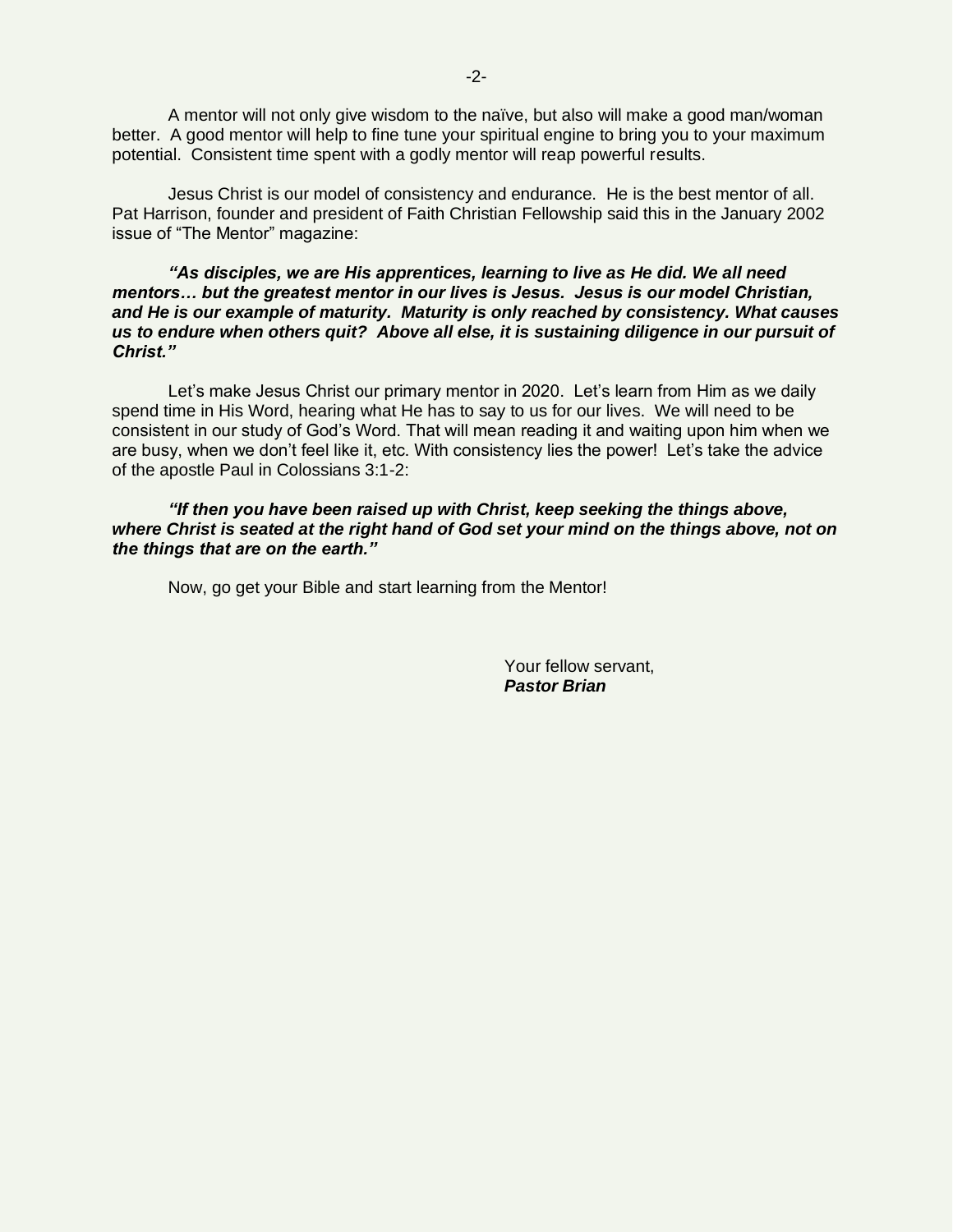A mentor will not only give wisdom to the naïve, but also will make a good man/woman better. A good mentor will help to fine tune your spiritual engine to bring you to your maximum potential. Consistent time spent with a godly mentor will reap powerful results.

Jesus Christ is our model of consistency and endurance. He is the best mentor of all. Pat Harrison, founder and president of Faith Christian Fellowship said this in the January 2002 issue of "The Mentor" magazine:

***"As disciples, we are His apprentices, learning to live as He did. We all need mentors… but the greatest mentor in our lives is Jesus. Jesus is our model Christian, and He is our example of maturity. Maturity is only reached by consistency. What causes us to endure when others quit? Above all else, it is sustaining diligence in our pursuit of Christ."***

Let's make Jesus Christ our primary mentor in 2020. Let's learn from Him as we daily spend time in His Word, hearing what He has to say to us for our lives. We will need to be consistent in our study of God's Word. That will mean reading it and waiting upon him when we are busy, when we don't feel like it, etc. With consistency lies the power! Let's take the advice of the apostle Paul in Colossians 3:1-2:

***"If then you have been raised up with Christ, keep seeking the things above, where Christ is seated at the right hand of God set your mind on the things above, not on the things that are on the earth."***

Now, go get your Bible and start learning from the Mentor!

Your fellow servant,
***Pastor Brian***